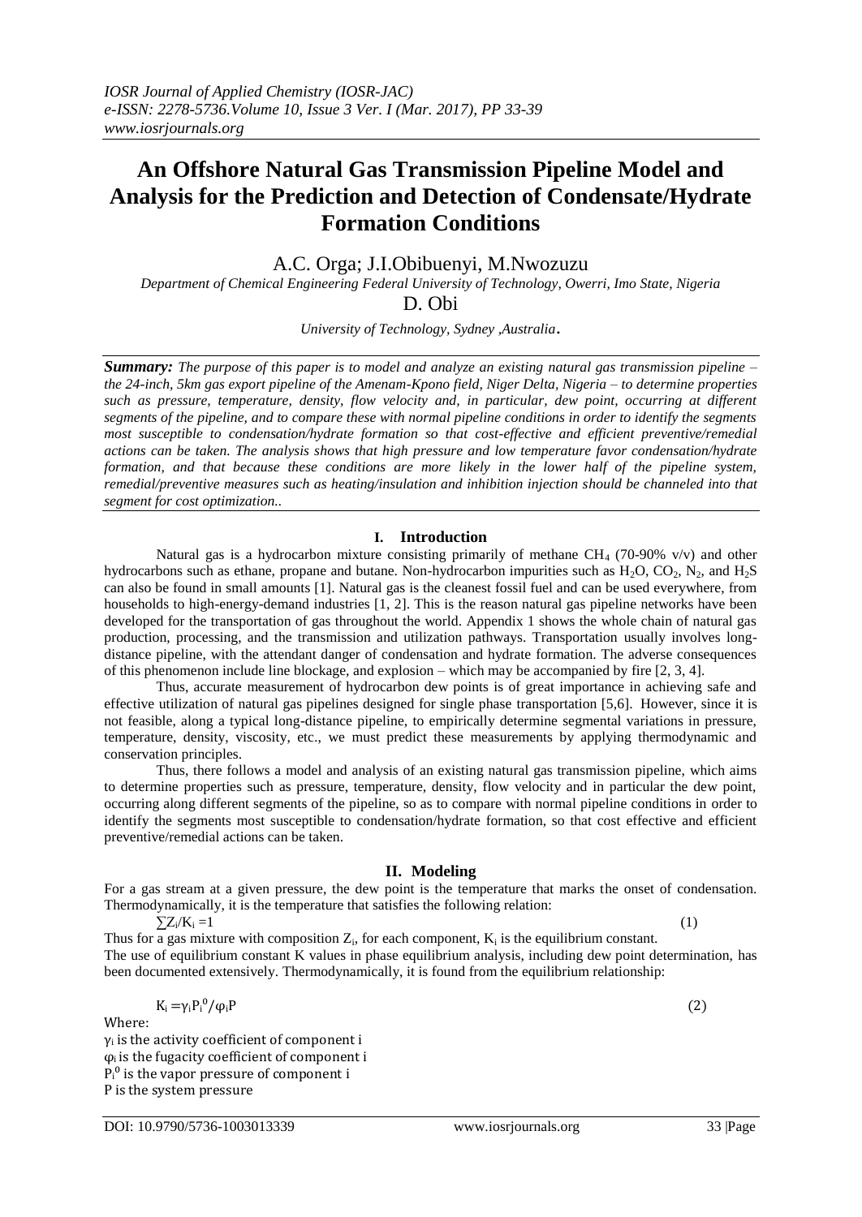# An Offshore Natural Gas Transmission Pipeline Model and Analysis for the Prediction and Detection of Condensate/Hydrate Formation Conditions

A.C. Orga; J.I.Obibuenyi, M.Nwozuzu

*Department of Chemical Engineering Federal University of Technology, Owerri, Imo State, Nigeria*

D. Obi

*University of Technology, Sydney ,Australia.*

***Summary:*** *The purpose of this paper is to model and analyze an existing natural gas transmission pipeline – the 24-inch, 5km gas export pipeline of the Amenam-Kpono field, Niger Delta, Nigeria – to determine properties such as pressure, temperature, density, flow velocity and, in particular, dew point, occurring at different segments of the pipeline, and to compare these with normal pipeline conditions in order to identify the segments most susceptible to condensation/hydrate formation so that cost-effective and efficient preventive/remedial actions can be taken. The analysis shows that high pressure and low temperature favor condensation/hydrate formation, and that because these conditions are more likely in the lower half of the pipeline system, remedial/preventive measures such as heating/insulation and inhibition injection should be channeled into that segment for cost optimization..*

## I. Introduction

Natural gas is a hydrocarbon mixture consisting primarily of methane $CH_4$ (70-90% v/v) and other hydrocarbons such as ethane, propane and butane. Non-hydrocarbon impurities such as $H_2O$, $CO_2$, $N_2$, and $H_2S$ can also be found in small amounts [1]. Natural gas is the cleanest fossil fuel and can be used everywhere, from households to high-energy-demand industries [1, 2]. This is the reason natural gas pipeline networks have been developed for the transportation of gas throughout the world. Appendix 1 shows the whole chain of natural gas production, processing, and the transmission and utilization pathways. Transportation usually involves long-distance pipeline, with the attendant danger of condensation and hydrate formation. The adverse consequences of this phenomenon include line blockage, and explosion – which may be accompanied by fire [2, 3, 4].

Thus, accurate measurement of hydrocarbon dew points is of great importance in achieving safe and effective utilization of natural gas pipelines designed for single phase transportation [5,6]. However, since it is not feasible, along a typical long-distance pipeline, to empirically determine segmental variations in pressure, temperature, density, viscosity, etc., we must predict these measurements by applying thermodynamic and conservation principles.

Thus, there follows a model and analysis of an existing natural gas transmission pipeline, which aims to determine properties such as pressure, temperature, density, flow velocity and in particular the dew point, occurring along different segments of the pipeline, so as to compare with normal pipeline conditions in order to identify the segments most susceptible to condensation/hydrate formation, so that cost effective and efficient preventive/remedial actions can be taken.

## II. Modeling

For a gas stream at a given pressure, the dew point is the temperature that marks the onset of condensation. Thermodynamically, it is the temperature that satisfies the following relation:

$$\sum Z_i/K_i = 1 \quad (1)$$

Thus for a gas mixture with composition $Z_i$, for each component, $K_i$ is the equilibrium constant.

The use of equilibrium constant K values in phase equilibrium analysis, including dew point determination, has been documented extensively. Thermodynamically, it is found from the equilibrium relationship:

$$K_i = \gamma_i P_i^0 / \varphi_i P \quad (2)$$

Where:

$\gamma_i$ is the activity coefficient of component i

$\varphi_i$ is the fugacity coefficient of component i

$P_i^0$ is the vapor pressure of component i

P is the system pressure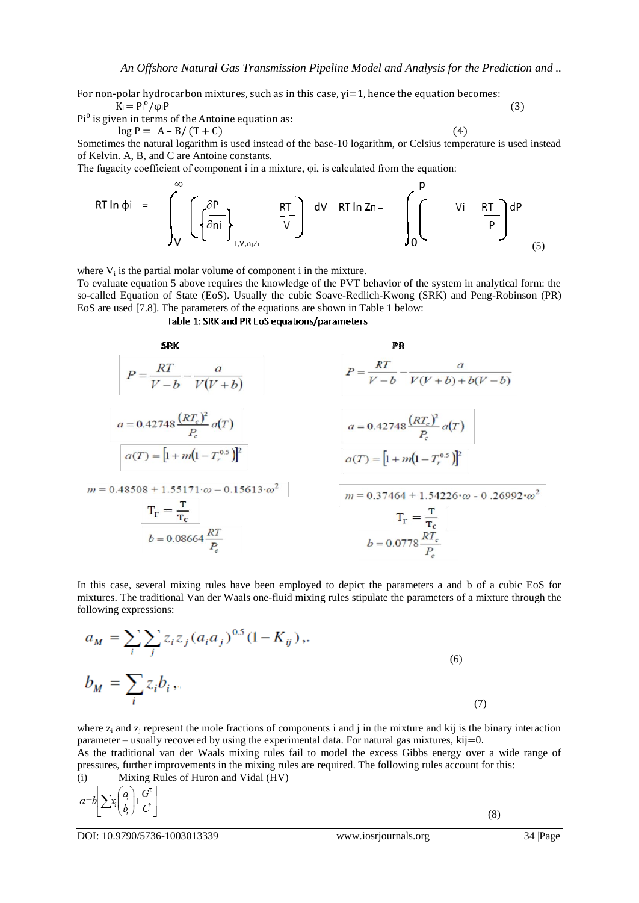For non-polar hydrocarbon mixtures, such as in this case, $\gamma i=1$, hence the equation becomes:

$$K_i = P_i^0/\varphi_i P \quad (3)$$

$P_i^0$ is given in terms of the Antoine equation as:

$$\log P = A - B/(T + C) \quad (4)$$

Sometimes the natural logarithm is used instead of the base-10 logarithm, or Celsius temperature is used instead of Kelvin. A, B, and C are Antoine constants.

The fugacity coefficient of component i in a mixture, $\varphi i$, is calculated from the equation:

$$RT \ln \phi i = \int_V^\infty \left( \left\{ \frac{\partial P}{\partial ni} \right\}_{T,V,nj \neq i} - \frac{RT}{V} \right) dV - RT \ln Zr = \int_0^p \left( Vi - \frac{RT}{P} \right) dP \quad (5)$$

where $V_i$ is the partial molar volume of component i in the mixture.

To evaluate equation 5 above requires the knowledge of the PVT behavior of the system in analytical form: the so-called Equation of State (EoS). Usually the cubic Soave-Redlich-Kwong (SRK) and Peng-Robinson (PR) EoS are used [7.8]. The parameters of the equations are shown in Table 1 below:

**Table 1: SRK and PR EoS equations/parameters**

| SRK | PR |
|---|---|
| $P = \frac{RT}{V-b} - \frac{a}{V(V+b)}$ | $P = \frac{RT}{V-b} - \frac{a}{V(V+b)+b(V-b)}$ |
| $a = 0.42748\frac{(RT_c)^2}{P_c}\alpha(T)$ | $a = 0.42748\frac{(RT_c)^2}{P_c}\alpha(T)$ |
| $\alpha(T) = [1+m(1-T_r^{0.5})]^2$ | $\alpha(T) = [1+m(1-T_r^{0.5})]^2$ |
| $m = 0.48508 + 1.55171\cdot\omega - 0.15613\cdot\omega^2$ | $m = 0.37464 + 1.54226\cdot\omega - 0.26992\cdot\omega^2$ |
| $T_r = \frac{T}{T_c}$ | $T_r = \frac{T}{T_c}$ |
| $b = 0.08664\frac{RT}{P_c}$ | $b = 0.0778\frac{RT_c}{P_c}$ |

In this case, several mixing rules have been employed to depict the parameters a and b of a cubic EoS for mixtures. The traditional Van der Waals one-fluid mixing rules stipulate the parameters of a mixture through the following expressions:

$$a_M = \sum_i \sum_j z_i z_j (a_i a_j)^{0.5}(1-K_{ij}), \quad (6)$$

$$b_M = \sum_i z_i b_i, \quad (7)$$

where $z_i$ and $z_j$ represent the mole fractions of components i and j in the mixture and kij is the binary interaction parameter – usually recovered by using the experimental data. For natural gas mixtures, kij=0.

As the traditional van der Waals mixing rules fail to model the excess Gibbs energy over a wide range of pressures, further improvements in the mixing rules are required. The following rules account for this:

(i) Mixing Rules of Huron and Vidal (HV)

$$a = b\left[\sum x_i \left(\frac{a_i}{b_i}\right) + \frac{G^E}{C^*}\right] \quad (8)$$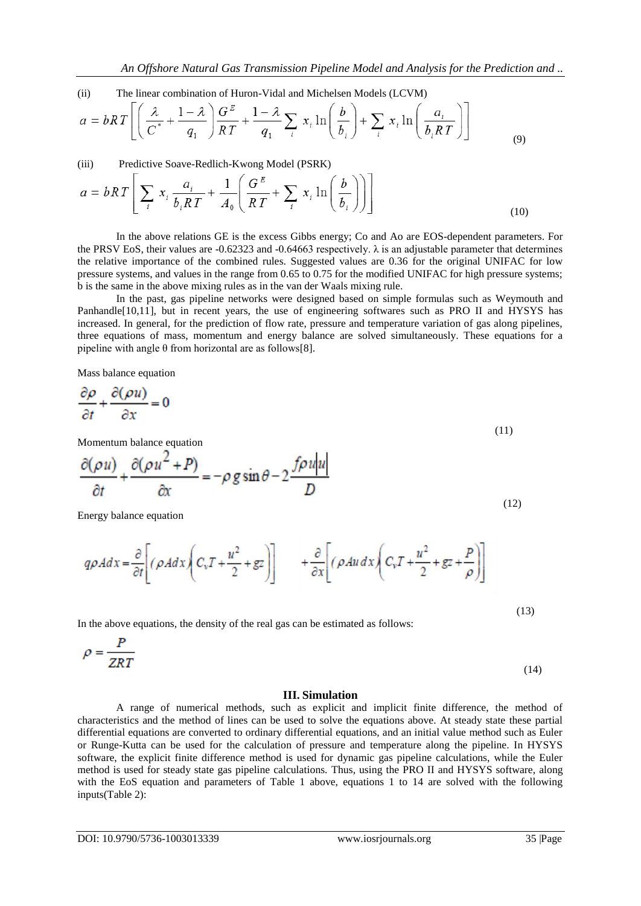(ii) The linear combination of Huron-Vidal and Michelsen Models (LCVM)

$$a = bRT\left[\left(\frac{\lambda}{C^*} + \frac{1-\lambda}{q_1}\right)\frac{G^E}{RT} + \frac{1-\lambda}{q_1}\sum_i x_i \ln\left(\frac{b}{b_i}\right) + \sum_i x_i \ln\left(\frac{a_i}{b_i RT}\right)\right] \tag{9}$$

(iii) Predictive Soave-Redlich-Kwong Model (PSRK)

$$a = bRT\left[\sum_i x_i \frac{a_i}{b_i RT} + \frac{1}{A_0}\left(\frac{G^E}{RT} + \sum_i x_i \ln\left(\frac{b}{b_i}\right)\right)\right] \tag{10}$$

In the above relations GE is the excess Gibbs energy; Co and Ao are EOS-dependent parameters. For the PRSV EoS, their values are -0.62323 and -0.64663 respectively. λ is an adjustable parameter that determines the relative importance of the combined rules. Suggested values are 0.36 for the original UNIFAC for low pressure systems, and values in the range from 0.65 to 0.75 for the modified UNIFAC for high pressure systems; b is the same in the above mixing rules as in the van der Waals mixing rule.

In the past, gas pipeline networks were designed based on simple formulas such as Weymouth and Panhandle[10,11], but in recent years, the use of engineering softwares such as PRO II and HYSYS has increased. In general, for the prediction of flow rate, pressure and temperature variation of gas along pipelines, three equations of mass, momentum and energy balance are solved simultaneously. These equations for a pipeline with angle θ from horizontal are as follows[8].

Mass balance equation

$$\frac{\partial \rho}{\partial t} + \frac{\partial (\rho u)}{\partial x} = 0 \tag{11}$$

Momentum balance equation

$$\frac{\partial (\rho u)}{\partial t} + \frac{\partial (\rho u^2 + P)}{\partial x} = -\rho g \sin\theta - 2\frac{f\rho u|u|}{D} \tag{12}$$

Energy balance equation

$$q\rho A dx = \frac{\partial}{\partial t}\left[(\rho A dx)\left(C_v T + \frac{u^2}{2} + gz\right)\right] + \frac{\partial}{\partial x}\left[(\rho A u\, dx)\left(C_v T + \frac{u^2}{2} + gz + \frac{P}{\rho}\right)\right] \tag{13}$$

In the above equations, the density of the real gas can be estimated as follows:

$$\rho = \frac{P}{ZRT} \tag{14}$$

## III. Simulation

A range of numerical methods, such as explicit and implicit finite difference, the method of characteristics and the method of lines can be used to solve the equations above. At steady state these partial differential equations are converted to ordinary differential equations, and an initial value method such as Euler or Runge-Kutta can be used for the calculation of pressure and temperature along the pipeline. In HYSYS software, the explicit finite difference method is used for dynamic gas pipeline calculations, while the Euler method is used for steady state gas pipeline calculations. Thus, using the PRO II and HYSYS software, along with the EoS equation and parameters of Table 1 above, equations 1 to 14 are solved with the following inputs(Table 2):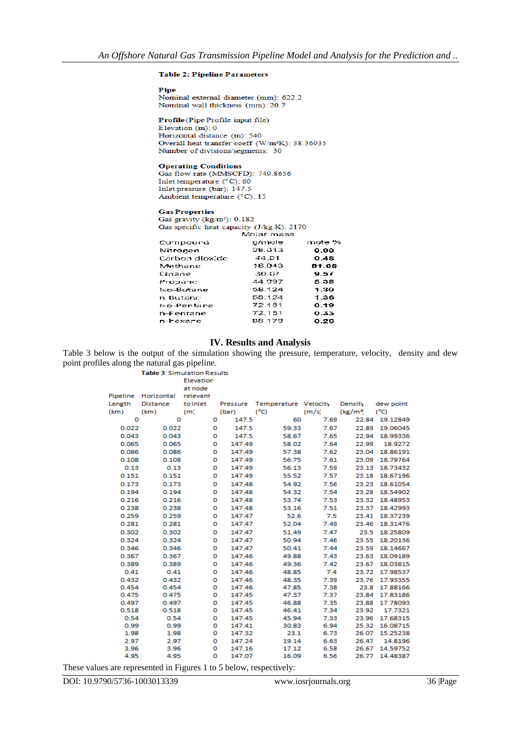**Table 2: Pipeline Parameters**

**Pipe**
Nominal external diameter (mm): 622.2
Nominal wall thickness (mm): 20.7

**Profile** (Pipe Profile input file)
Elevation (m): 0
Horizontal distance (m): 540
Overall heat transfer coeff ($W/m^2K$): 38.36935
Number of divisions/segments: 30

**Operating Conditions**
Gas flow rate (MMSCFD): 749.8656
Inlet temperature (°C): 60
Inlet pressure (bar): 147.5
Ambient temperature (°C): 15

**Gas Properties**
Gas gravity ($kg/m^3$): 0.182
Gas specific heat capacity (J/kg.K): 2170

| Compound | Molar mass g/mole | mole % |
|---|---|---|
| Nitrogen | 28.013 | 0.00 |
| Carbon dioxide | 44.01 | 0.48 |
| Methane | 16.043 | 81.05 |
| Ethane | 30.07 | 9.57 |
| Propane | 44.097 | 5.38 |
| Iso-Butane | 58.124 | 1.30 |
| n Butane | 58.124 | 1.36 |
| Iso-Pentane | 72.151 | 0.19 |
| n-Pentane | 72.151 | 0.33 |
| n-hexane | 86.179 | 0.26 |

## IV. Results and Analysis

Table 3 below is the output of the simulation showing the pressure, temperature, velocity, density and dew point profiles along the natural gas pipeline.

**Table 3**: Simulation Results

| Pipeline Length (km) | Horizontal Distance (km) | Elevation at node relevant to inlet (m) | Pressure (bar) | Temperature (°C) | Velocity (m/s) | Density ($kg/m^3$) | dew point (°C) |
|---|---|---|---|---|---|---|---|
| 0 | 0 | 0 | 147.5 | 60 | 7.69 | 22.84 | 19.12849 |
| 0.022 | 0.022 | 0 | 147.5 | 59.33 | 7.67 | 22.89 | 19.06045 |
| 0.043 | 0.043 | 0 | 147.5 | 58.67 | 7.65 | 22.94 | 18.99336 |
| 0.065 | 0.065 | 0 | 147.49 | 58.02 | 7.64 | 22.99 | 18.9272 |
| 0.086 | 0.086 | 0 | 147.49 | 57.38 | 7.62 | 23.04 | 18.86191 |
| 0.108 | 0.108 | 0 | 147.49 | 56.75 | 7.61 | 23.09 | 18.79764 |
| 0.13 | 0.13 | 0 | 147.49 | 56.13 | 7.59 | 23.13 | 18.73432 |
| 0.151 | 0.151 | 0 | 147.49 | 55.52 | 7.57 | 23.18 | 18.67196 |
| 0.173 | 0.173 | 0 | 147.48 | 54.92 | 7.56 | 23.23 | 18.61054 |
| 0.194 | 0.194 | 0 | 147.48 | 54.32 | 7.54 | 23.28 | 18.54902 |
| 0.216 | 0.216 | 0 | 147.48 | 53.74 | 7.53 | 23.32 | 18.48953 |
| 0.238 | 0.238 | 0 | 147.48 | 53.16 | 7.51 | 23.37 | 18.42993 |
| 0.259 | 0.259 | 0 | 147.47 | 52.6 | 7.5 | 23.41 | 18.37239 |
| 0.281 | 0.281 | 0 | 147.47 | 52.04 | 7.49 | 23.46 | 18.31476 |
| 0.302 | 0.302 | 0 | 147.47 | 51.49 | 7.47 | 23.5 | 18.25809 |
| 0.324 | 0.324 | 0 | 147.47 | 50.94 | 7.46 | 23.55 | 18.20136 |
| 0.346 | 0.346 | 0 | 147.47 | 50.41 | 7.44 | 23.59 | 18.14667 |
| 0.367 | 0.367 | 0 | 147.46 | 49.88 | 7.43 | 23.63 | 18.09189 |
| 0.389 | 0.389 | 0 | 147.46 | 49.36 | 7.42 | 23.67 | 18.03815 |
| 0.41 | 0.41 | 0 | 147.46 | 48.85 | 7.4 | 23.72 | 17.98537 |
| 0.432 | 0.432 | 0 | 147.46 | 48.35 | 7.39 | 23.76 | 17.93355 |
| 0.454 | 0.454 | 0 | 147.46 | 47.85 | 7.38 | 23.8 | 17.88166 |
| 0.475 | 0.475 | 0 | 147.45 | 47.37 | 7.37 | 23.84 | 17.83186 |
| 0.497 | 0.497 | 0 | 147.45 | 46.88 | 7.35 | 23.88 | 17.78093 |
| 0.518 | 0.518 | 0 | 147.45 | 46.41 | 7.34 | 23.92 | 17.7321 |
| 0.54 | 0.54 | 0 | 147.45 | 45.94 | 7.33 | 23.96 | 17.68315 |
| 0.99 | 0.99 | 0 | 147.41 | 30.83 | 6.94 | 25.32 | 16.08715 |
| 1.98 | 1.98 | 0 | 147.32 | 23.1 | 6.73 | 26.07 | 15.25238 |
| 2.97 | 2.97 | 0 | 147.24 | 19.14 | 6.63 | 26.47 | 14.8196 |
| 3.96 | 3.96 | 0 | 147.16 | 17.12 | 6.58 | 26.67 | 14.59752 |
| 4.95 | 4.95 | 0 | 147.07 | 16.09 | 6.56 | 26.77 | 14.48387 |

These values are represented in Figures 1 to 5 below, respectively: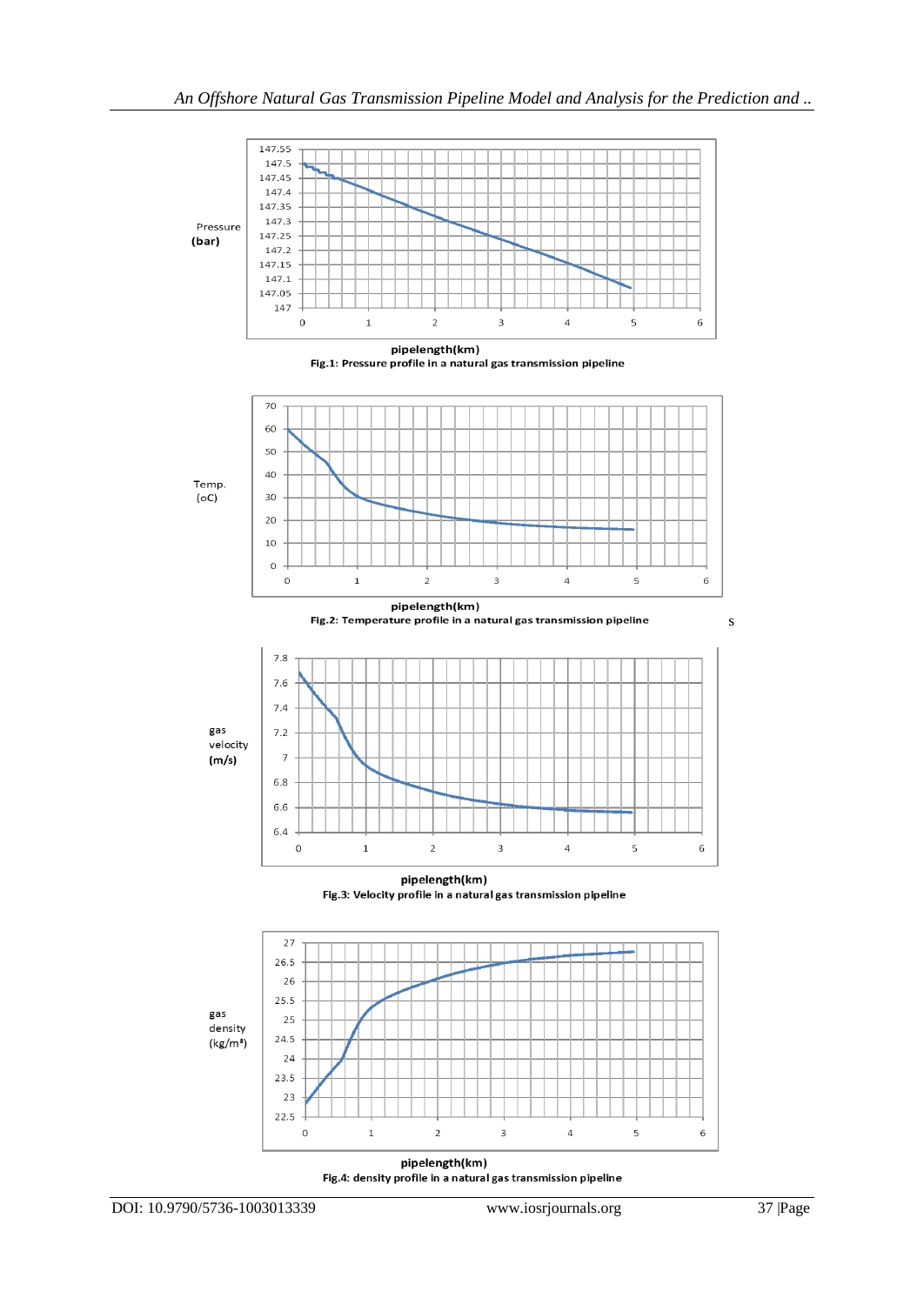Fig.1: Pressure profile in a natural gas transmission pipeline

Fig.2: Temperature profile in a natural gas transmission pipeline

Fig.3: Velocity profile in a natural gas transmission pipeline

Fig.4: density profile in a natural gas transmission pipeline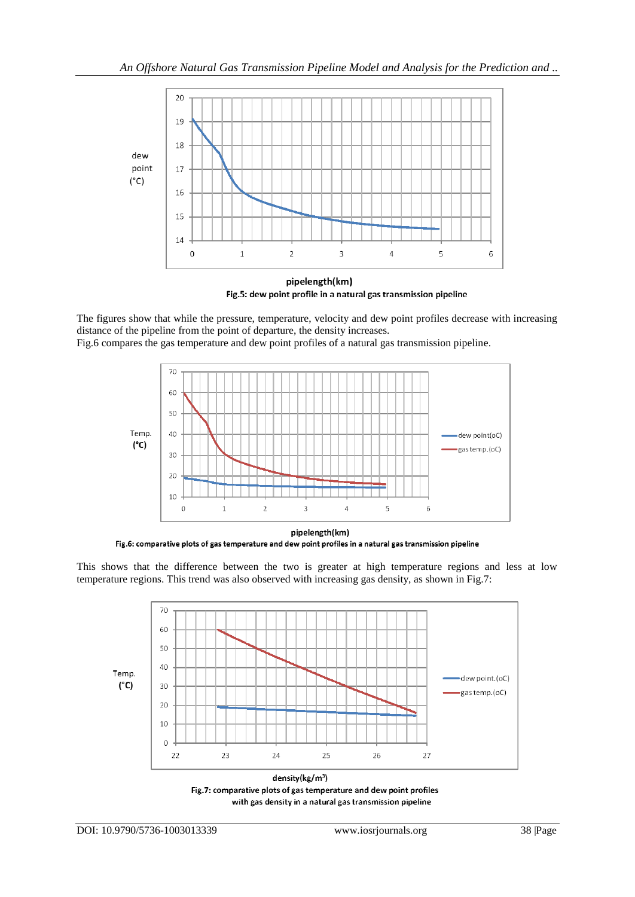Fig.5: dew point profile in a natural gas transmission pipeline

The figures show that while the pressure, temperature, velocity and dew point profiles decrease with increasing distance of the pipeline from the point of departure, the density increases.
Fig.6 compares the gas temperature and dew point profiles of a natural gas transmission pipeline.

Fig.6: comparative plots of gas temperature and dew point profiles in a natural gas transmission pipeline

This shows that the difference between the two is greater at high temperature regions and less at low temperature regions. This trend was also observed with increasing gas density, as shown in Fig.7:

Fig.7: comparative plots of gas temperature and dew point profiles with gas density in a natural gas transmission pipeline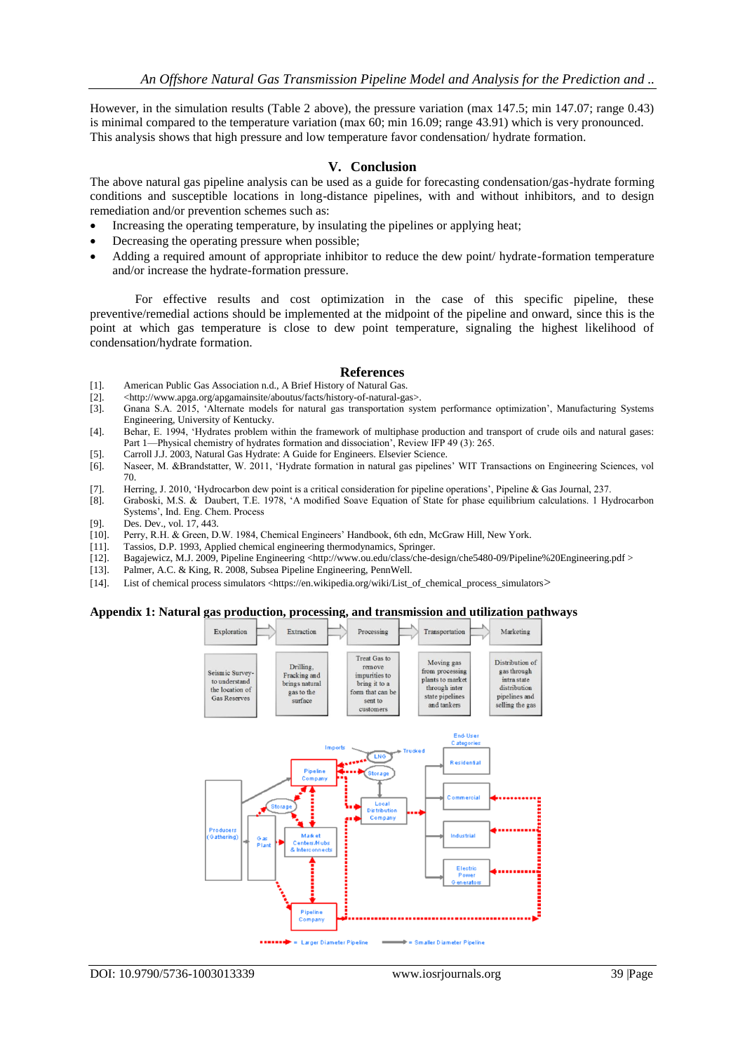However, in the simulation results (Table 2 above), the pressure variation (max 147.5; min 147.07; range 0.43) is minimal compared to the temperature variation (max 60; min 16.09; range 43.91) which is very pronounced. This analysis shows that high pressure and low temperature favor condensation/ hydrate formation.

## V. Conclusion

The above natural gas pipeline analysis can be used as a guide for forecasting condensation/gas-hydrate forming conditions and susceptible locations in long-distance pipelines, with and without inhibitors, and to design remediation and/or prevention schemes such as:

- Increasing the operating temperature, by insulating the pipelines or applying heat;
- Decreasing the operating pressure when possible;
- Adding a required amount of appropriate inhibitor to reduce the dew point/ hydrate-formation temperature and/or increase the hydrate-formation pressure.

For effective results and cost optimization in the case of this specific pipeline, these preventive/remedial actions should be implemented at the midpoint of the pipeline and onward, since this is the point at which gas temperature is close to dew point temperature, signaling the highest likelihood of condensation/hydrate formation.

## References

[1]. American Public Gas Association n.d., A Brief History of Natural Gas.

[2]. <http://www.apga.org/apgamainsite/aboutus/facts/history-of-natural-gas>.

[3]. Gnana S.A. 2015, 'Alternate models for natural gas transportation system performance optimization', Manufacturing Systems Engineering, University of Kentucky.

[4]. Behar, E. 1994, 'Hydrates problem within the framework of multiphase production and transport of crude oils and natural gases: Part 1—Physical chemistry of hydrates formation and dissociation', Review IFP 49 (3): 265.

[5]. Carroll J.J. 2003, Natural Gas Hydrate: A Guide for Engineers. Elsevier Science.

[6]. Naseer, M. &Brandstatter, W. 2011, 'Hydrate formation in natural gas pipelines' WIT Transactions on Engineering Sciences, vol 70.

[7]. Herring, J. 2010, 'Hydrocarbon dew point is a critical consideration for pipeline operations', Pipeline & Gas Journal, 237.

[8]. Graboski, M.S. & Daubert, T.E. 1978, 'A modified Soave Equation of State for phase equilibrium calculations. 1 Hydrocarbon Systems', Ind. Eng. Chem. Process

[9]. Des. Dev., vol. 17, 443.

[10]. Perry, R.H. & Green, D.W. 1984, Chemical Engineers' Handbook, 6th edn, McGraw Hill, New York.

[11]. Tassios, D.P. 1993, Applied chemical engineering thermodynamics, Springer.

[12]. Bagajewicz, M.J. 2009, Pipeline Engineering <http://www.ou.edu/class/che-design/che5480-09/Pipeline%20Engineering.pdf >

[13]. Palmer, A.C. & King, R. 2008, Subsea Pipeline Engineering, PennWell.

[14]. List of chemical process simulators <https://en.wikipedia.org/wiki/List_of_chemical_process_simulators>

### Appendix 1: Natural gas production, processing, and transmission and utilization pathways

Exploration
Extraction
Processing
Transportation
Marketing

Seismic Survey- to understand the location of Gas Reserves
Drilling, Fracking and brings natural gas to the surface
Treat Gas to remove impurities to bring it to a form that can be sent to customers
Moving gas from processing plants to market through inter state pipelines and tankers
Distribution of gas through intra state distribution pipelines and selling the gas

Imports
LNG
Trucked
End-User Categories
Pipeline Company
Storage
Residential
Local Distribution Company
Commercial
Storage
Producers (Gathering)
Gas Plant
Market Centers/Hubs & Interconnects
Industrial
Electric Power Generators
Pipeline Company

= Larger Diameter Pipeline
= Smaller Diameter Pipeline